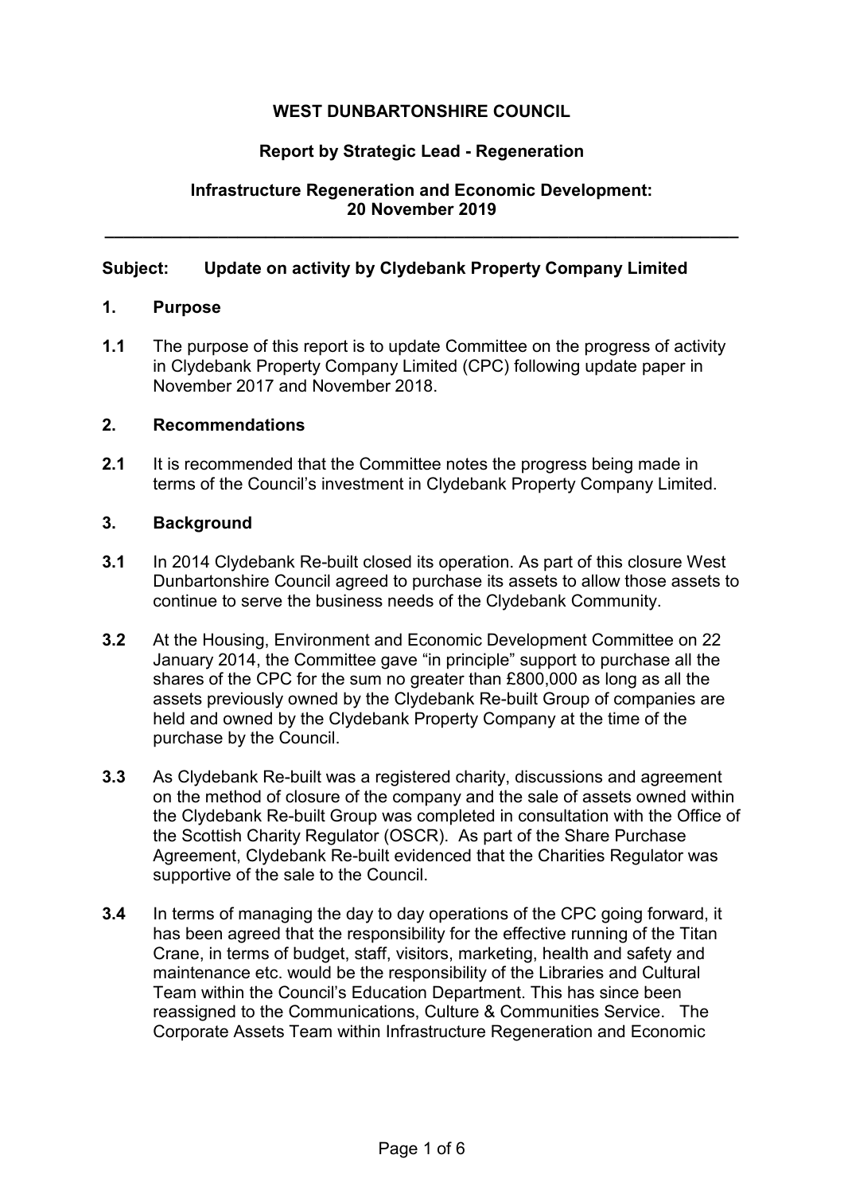**WEST DUNBARTONSHIRE COUNCIL**

**Report by Strategic Lead - Regeneration**

**Infrastructure Regeneration and Economic Development: 20 November 2019**

---

**Subject: Update on activity by Clydebank Property Company Limited**

## 1. Purpose

**1.1** The purpose of this report is to update Committee on the progress of activity in Clydebank Property Company Limited (CPC) following update paper in November 2017 and November 2018.

## 2. Recommendations

**2.1** It is recommended that the Committee notes the progress being made in terms of the Council's investment in Clydebank Property Company Limited.

## 3. Background

**3.1** In 2014 Clydebank Re-built closed its operation. As part of this closure West Dunbartonshire Council agreed to purchase its assets to allow those assets to continue to serve the business needs of the Clydebank Community.

**3.2** At the Housing, Environment and Economic Development Committee on 22 January 2014, the Committee gave "in principle" support to purchase all the shares of the CPC for the sum no greater than £800,000 as long as all the assets previously owned by the Clydebank Re-built Group of companies are held and owned by the Clydebank Property Company at the time of the purchase by the Council.

**3.3** As Clydebank Re-built was a registered charity, discussions and agreement on the method of closure of the company and the sale of assets owned within the Clydebank Re-built Group was completed in consultation with the Office of the Scottish Charity Regulator (OSCR). As part of the Share Purchase Agreement, Clydebank Re-built evidenced that the Charities Regulator was supportive of the sale to the Council.

**3.4** In terms of managing the day to day operations of the CPC going forward, it has been agreed that the responsibility for the effective running of the Titan Crane, in terms of budget, staff, visitors, marketing, health and safety and maintenance etc. would be the responsibility of the Libraries and Cultural Team within the Council's Education Department. This has since been reassigned to the Communications, Culture & Communities Service. The Corporate Assets Team within Infrastructure Regeneration and Economic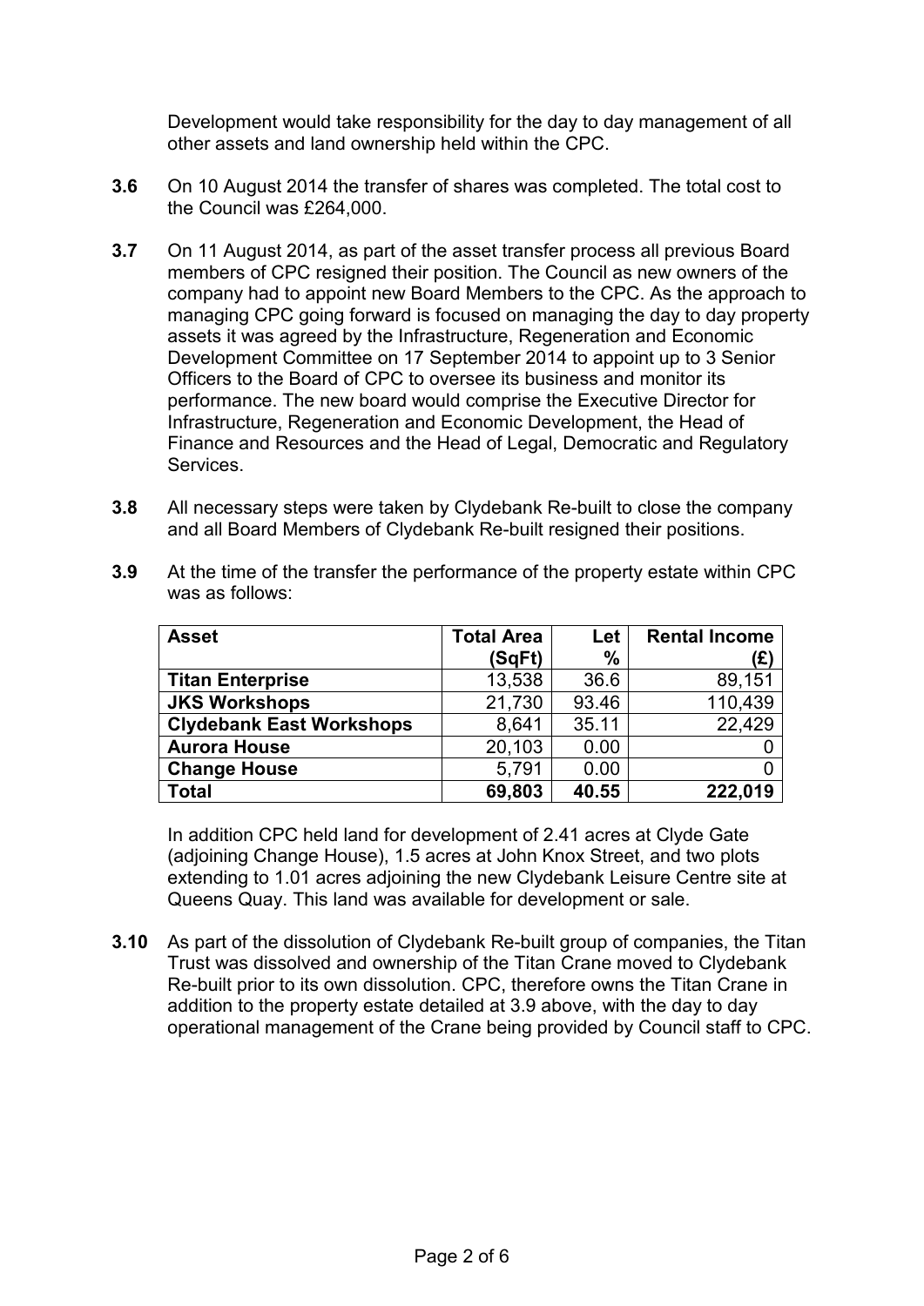Development would take responsibility for the day to day management of all other assets and land ownership held within the CPC.

**3.6** On 10 August 2014 the transfer of shares was completed. The total cost to the Council was £264,000.

**3.7** On 11 August 2014, as part of the asset transfer process all previous Board members of CPC resigned their position. The Council as new owners of the company had to appoint new Board Members to the CPC. As the approach to managing CPC going forward is focused on managing the day to day property assets it was agreed by the Infrastructure, Regeneration and Economic Development Committee on 17 September 2014 to appoint up to 3 Senior Officers to the Board of CPC to oversee its business and monitor its performance. The new board would comprise the Executive Director for Infrastructure, Regeneration and Economic Development, the Head of Finance and Resources and the Head of Legal, Democratic and Regulatory Services.

**3.8** All necessary steps were taken by Clydebank Re-built to close the company and all Board Members of Clydebank Re-built resigned their positions.

**3.9** At the time of the transfer the performance of the property estate within CPC was as follows:

| **Asset** | **Total Area (SqFt)** | **Let %** | **Rental Income (£)** |
|---|---|---|---|
| **Titan Enterprise** | 13,538 | 36.6 | 89,151 |
| **JKS Workshops** | 21,730 | 93.46 | 110,439 |
| **Clydebank East Workshops** | 8,641 | 35.11 | 22,429 |
| **Aurora House** | 20,103 | 0.00 | 0 |
| **Change House** | 5,791 | 0.00 | 0 |
| **Total** | **69,803** | **40.55** | **222,019** |

In addition CPC held land for development of 2.41 acres at Clyde Gate (adjoining Change House), 1.5 acres at John Knox Street, and two plots extending to 1.01 acres adjoining the new Clydebank Leisure Centre site at Queens Quay. This land was available for development or sale.

**3.10** As part of the dissolution of Clydebank Re-built group of companies, the Titan Trust was dissolved and ownership of the Titan Crane moved to Clydebank Re-built prior to its own dissolution. CPC, therefore owns the Titan Crane in addition to the property estate detailed at 3.9 above, with the day to day operational management of the Crane being provided by Council staff to CPC.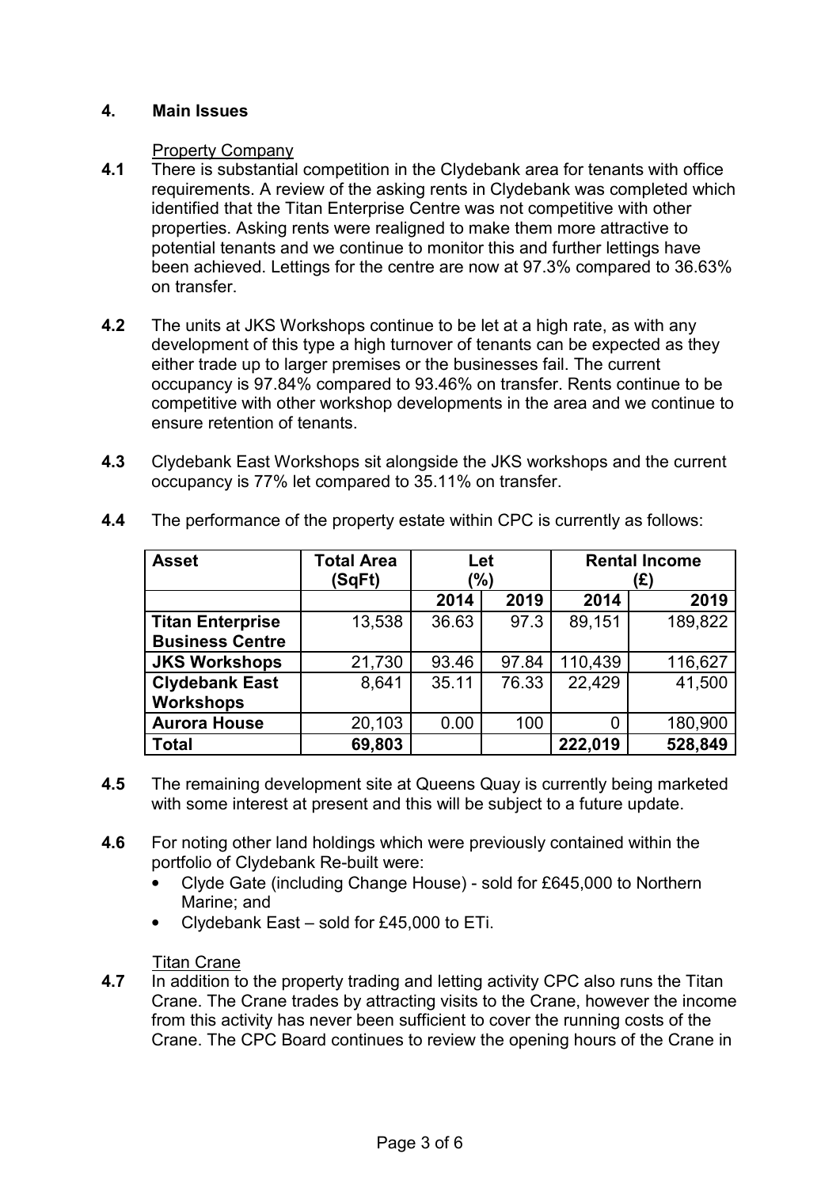## 4. Main Issues

Property Company

**4.1** There is substantial competition in the Clydebank area for tenants with office requirements. A review of the asking rents in Clydebank was completed which identified that the Titan Enterprise Centre was not competitive with other properties. Asking rents were realigned to make them more attractive to potential tenants and we continue to monitor this and further lettings have been achieved. Lettings for the centre are now at 97.3% compared to 36.63% on transfer.

**4.2** The units at JKS Workshops continue to be let at a high rate, as with any development of this type a high turnover of tenants can be expected as they either trade up to larger premises or the businesses fail. The current occupancy is 97.84% compared to 93.46% on transfer. Rents continue to be competitive with other workshop developments in the area and we continue to ensure retention of tenants.

**4.3** Clydebank East Workshops sit alongside the JKS workshops and the current occupancy is 77% let compared to 35.11% on transfer.

**4.4** The performance of the property estate within CPC is currently as follows:

| Asset | Total Area (SqFt) | Let (%) | | Rental Income (£) | |
|---|---|---|---|---|---|
| | | 2014 | 2019 | 2014 | 2019 |
| **Titan Enterprise Business Centre** | 13,538 | 36.63 | 97.3 | 89,151 | 189,822 |
| **JKS Workshops** | 21,730 | 93.46 | 97.84 | 110,439 | 116,627 |
| **Clydebank East Workshops** | 8,641 | 35.11 | 76.33 | 22,429 | 41,500 |
| **Aurora House** | 20,103 | 0.00 | 100 | 0 | 180,900 |
| **Total** | **69,803** | | | **222,019** | **528,849** |

**4.5** The remaining development site at Queens Quay is currently being marketed with some interest at present and this will be subject to a future update.

**4.6** For noting other land holdings which were previously contained within the portfolio of Clydebank Re-built were:

- Clyde Gate (including Change House) - sold for £645,000 to Northern Marine; and
- Clydebank East – sold for £45,000 to ETi.

Titan Crane

**4.7** In addition to the property trading and letting activity CPC also runs the Titan Crane. The Crane trades by attracting visits to the Crane, however the income from this activity has never been sufficient to cover the running costs of the Crane. The CPC Board continues to review the opening hours of the Crane in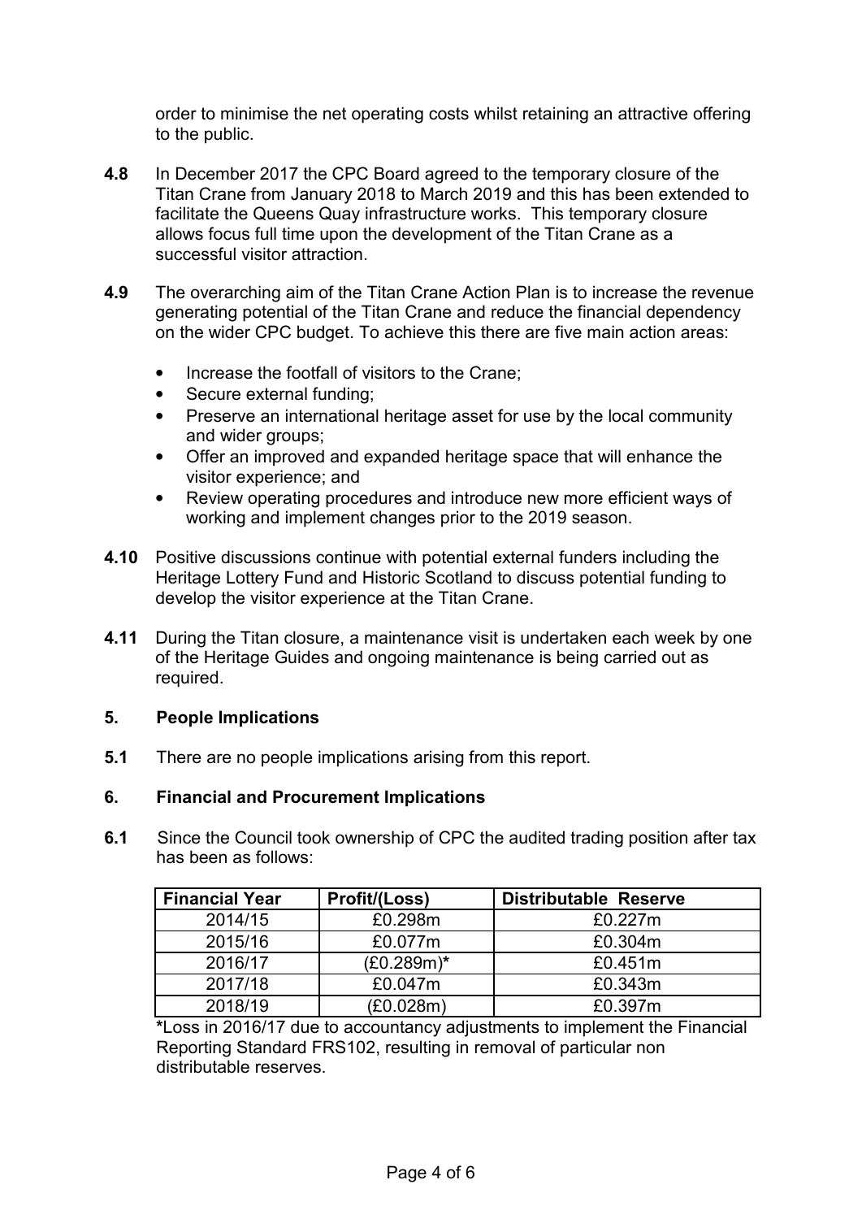order to minimise the net operating costs whilst retaining an attractive offering to the public.

**4.8** In December 2017 the CPC Board agreed to the temporary closure of the Titan Crane from January 2018 to March 2019 and this has been extended to facilitate the Queens Quay infrastructure works. This temporary closure allows focus full time upon the development of the Titan Crane as a successful visitor attraction.

**4.9** The overarching aim of the Titan Crane Action Plan is to increase the revenue generating potential of the Titan Crane and reduce the financial dependency on the wider CPC budget. To achieve this there are five main action areas:

- Increase the footfall of visitors to the Crane;
- Secure external funding;
- Preserve an international heritage asset for use by the local community and wider groups;
- Offer an improved and expanded heritage space that will enhance the visitor experience; and
- Review operating procedures and introduce new more efficient ways of working and implement changes prior to the 2019 season.

**4.10** Positive discussions continue with potential external funders including the Heritage Lottery Fund and Historic Scotland to discuss potential funding to develop the visitor experience at the Titan Crane.

**4.11** During the Titan closure, a maintenance visit is undertaken each week by one of the Heritage Guides and ongoing maintenance is being carried out as required.

## 5. People Implications

**5.1** There are no people implications arising from this report.

## 6. Financial and Procurement Implications

**6.1** Since the Council took ownership of CPC the audited trading position after tax has been as follows:

| Financial Year | Profit/(Loss) | Distributable Reserve |
|---|---|---|
| 2014/15 | £0.298m | £0.227m |
| 2015/16 | £0.077m | £0.304m |
| 2016/17 | (£0.289m)* | £0.451m |
| 2017/18 | £0.047m | £0.343m |
| 2018/19 | (£0.028m) | £0.397m |

***Loss in 2016/17 due to accountancy adjustments to implement the Financial Reporting Standard FRS102, resulting in removal of particular non distributable reserves.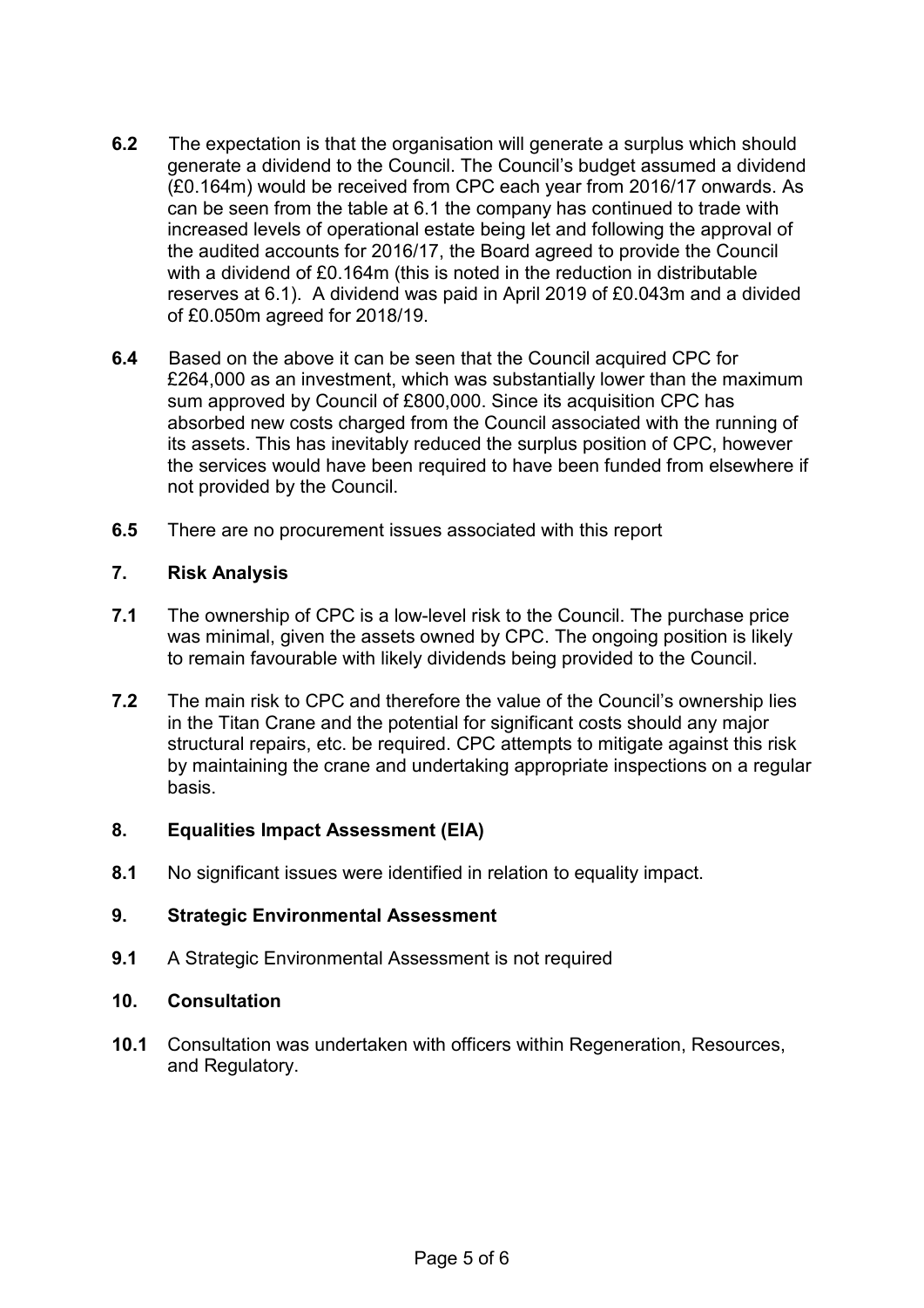**6.2** The expectation is that the organisation will generate a surplus which should generate a dividend to the Council. The Council's budget assumed a dividend (£0.164m) would be received from CPC each year from 2016/17 onwards. As can be seen from the table at 6.1 the company has continued to trade with increased levels of operational estate being let and following the approval of the audited accounts for 2016/17, the Board agreed to provide the Council with a dividend of £0.164m (this is noted in the reduction in distributable reserves at 6.1). A dividend was paid in April 2019 of £0.043m and a divided of £0.050m agreed for 2018/19.

**6.4** Based on the above it can be seen that the Council acquired CPC for £264,000 as an investment, which was substantially lower than the maximum sum approved by Council of £800,000. Since its acquisition CPC has absorbed new costs charged from the Council associated with the running of its assets. This has inevitably reduced the surplus position of CPC, however the services would have been required to have been funded from elsewhere if not provided by the Council.

**6.5** There are no procurement issues associated with this report

## 7. Risk Analysis

**7.1** The ownership of CPC is a low-level risk to the Council. The purchase price was minimal, given the assets owned by CPC. The ongoing position is likely to remain favourable with likely dividends being provided to the Council.

**7.2** The main risk to CPC and therefore the value of the Council's ownership lies in the Titan Crane and the potential for significant costs should any major structural repairs, etc. be required. CPC attempts to mitigate against this risk by maintaining the crane and undertaking appropriate inspections on a regular basis.

## 8. Equalities Impact Assessment (EIA)

**8.1** No significant issues were identified in relation to equality impact.

## 9. Strategic Environmental Assessment

**9.1** A Strategic Environmental Assessment is not required

## 10. Consultation

**10.1** Consultation was undertaken with officers within Regeneration, Resources, and Regulatory.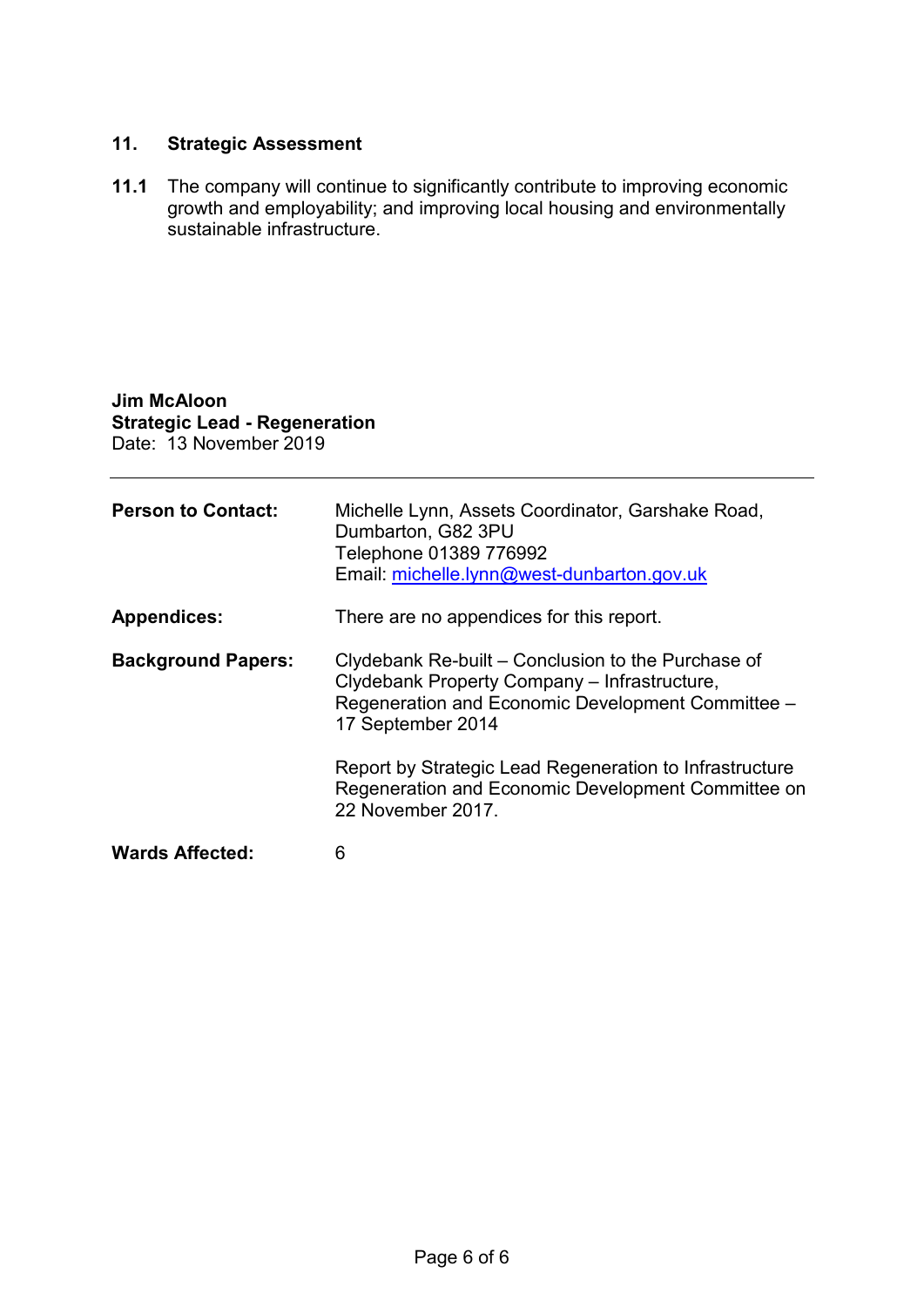## 11. Strategic Assessment

**11.1** The company will continue to significantly contribute to improving economic growth and employability; and improving local housing and environmentally sustainable infrastructure.

**Jim McAloon**
**Strategic Lead - Regeneration**
Date: 13 November 2019

---

| | |
|---|---|
| **Person to Contact:** | Michelle Lynn, Assets Coordinator, Garshake Road, Dumbarton, G82 3PU<br>Telephone 01389 776992<br>Email: michelle.lynn@west-dunbarton.gov.uk |
| **Appendices:** | There are no appendices for this report. |
| **Background Papers:** | Clydebank Re-built – Conclusion to the Purchase of Clydebank Property Company – Infrastructure, Regeneration and Economic Development Committee – 17 September 2014<br><br>Report by Strategic Lead Regeneration to Infrastructure Regeneration and Economic Development Committee on 22 November 2017. |
| **Wards Affected:** | 6 |